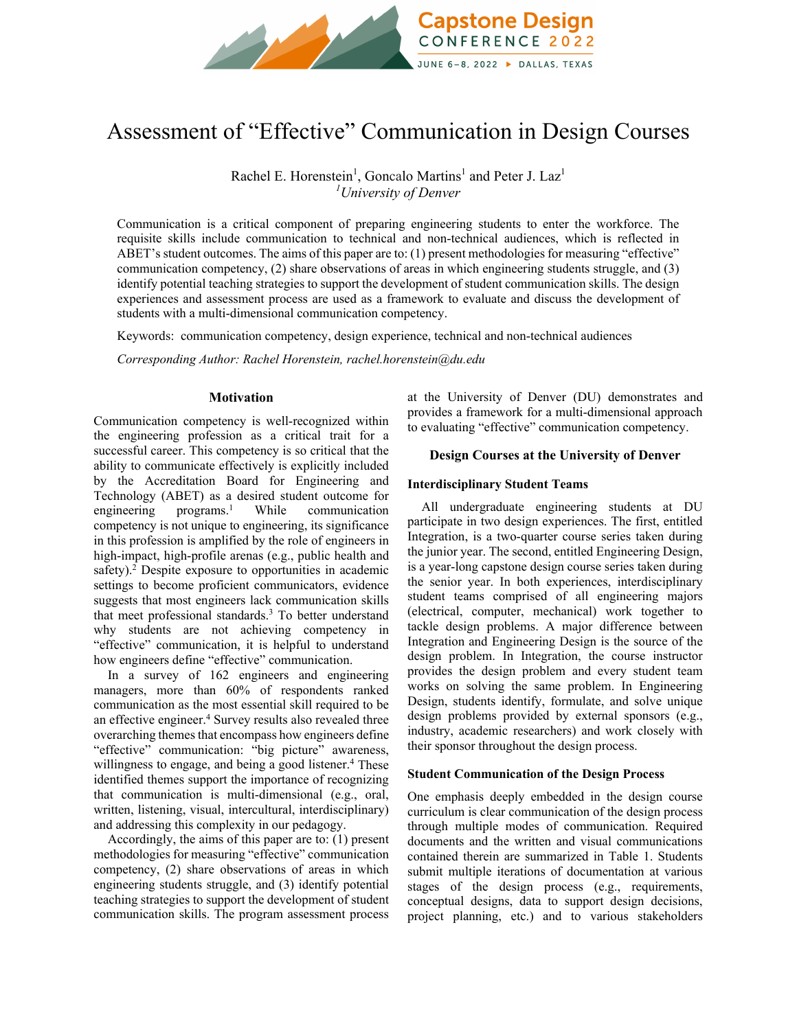# Assessment of "Effective" Communication in Design Courses

Rachel E. Horenstein[1], Goncalo Martins[1] and Peter J. Laz[1]
[1]*University of Denver*

Communication is a critical component of preparing engineering students to enter the workforce. The requisite skills include communication to technical and non-technical audiences, which is reflected in ABET's student outcomes. The aims of this paper are to: (1) present methodologies for measuring "effective" communication competency, (2) share observations of areas in which engineering students struggle, and (3) identify potential teaching strategies to support the development of student communication skills. The design experiences and assessment process are used as a framework to evaluate and discuss the development of students with a multi-dimensional communication competency.

Keywords: communication competency, design experience, technical and non-technical audiences

*Corresponding Author: Rachel Horenstein, rachel.horenstein@du.edu*

## Motivation

Communication competency is well-recognized within the engineering profession as a critical trait for a successful career. This competency is so critical that the ability to communicate effectively is explicitly included by the Accreditation Board for Engineering and Technology (ABET) as a desired student outcome for engineering programs.[1] While communication competency is not unique to engineering, its significance in this profession is amplified by the role of engineers in high-impact, high-profile arenas (e.g., public health and safety).[2] Despite exposure to opportunities in academic settings to become proficient communicators, evidence suggests that most engineers lack communication skills that meet professional standards.[3] To better understand why students are not achieving competency in "effective" communication, it is helpful to understand how engineers define "effective" communication.

In a survey of 162 engineers and engineering managers, more than 60% of respondents ranked communication as the most essential skill required to be an effective engineer.[4] Survey results also revealed three overarching themes that encompass how engineers define "effective" communication: "big picture" awareness, willingness to engage, and being a good listener.[4] These identified themes support the importance of recognizing that communication is multi-dimensional (e.g., oral, written, listening, visual, intercultural, interdisciplinary) and addressing this complexity in our pedagogy.

Accordingly, the aims of this paper are to: (1) present methodologies for measuring "effective" communication competency, (2) share observations of areas in which engineering students struggle, and (3) identify potential teaching strategies to support the development of student communication skills. The program assessment process at the University of Denver (DU) demonstrates and provides a framework for a multi-dimensional approach to evaluating "effective" communication competency.

## Design Courses at the University of Denver

### Interdisciplinary Student Teams

All undergraduate engineering students at DU participate in two design experiences. The first, entitled Integration, is a two-quarter course series taken during the junior year. The second, entitled Engineering Design, is a year-long capstone design course series taken during the senior year. In both experiences, interdisciplinary student teams comprised of all engineering majors (electrical, computer, mechanical) work together to tackle design problems. A major difference between Integration and Engineering Design is the source of the design problem. In Integration, the course instructor provides the design problem and every student team works on solving the same problem. In Engineering Design, students identify, formulate, and solve unique design problems provided by external sponsors (e.g., industry, academic researchers) and work closely with their sponsor throughout the design process.

### Student Communication of the Design Process

One emphasis deeply embedded in the design course curriculum is clear communication of the design process through multiple modes of communication. Required documents and the written and visual communications contained therein are summarized in Table 1. Students submit multiple iterations of documentation at various stages of the design process (e.g., requirements, conceptual designs, data to support design decisions, project planning, etc.) and to various stakeholders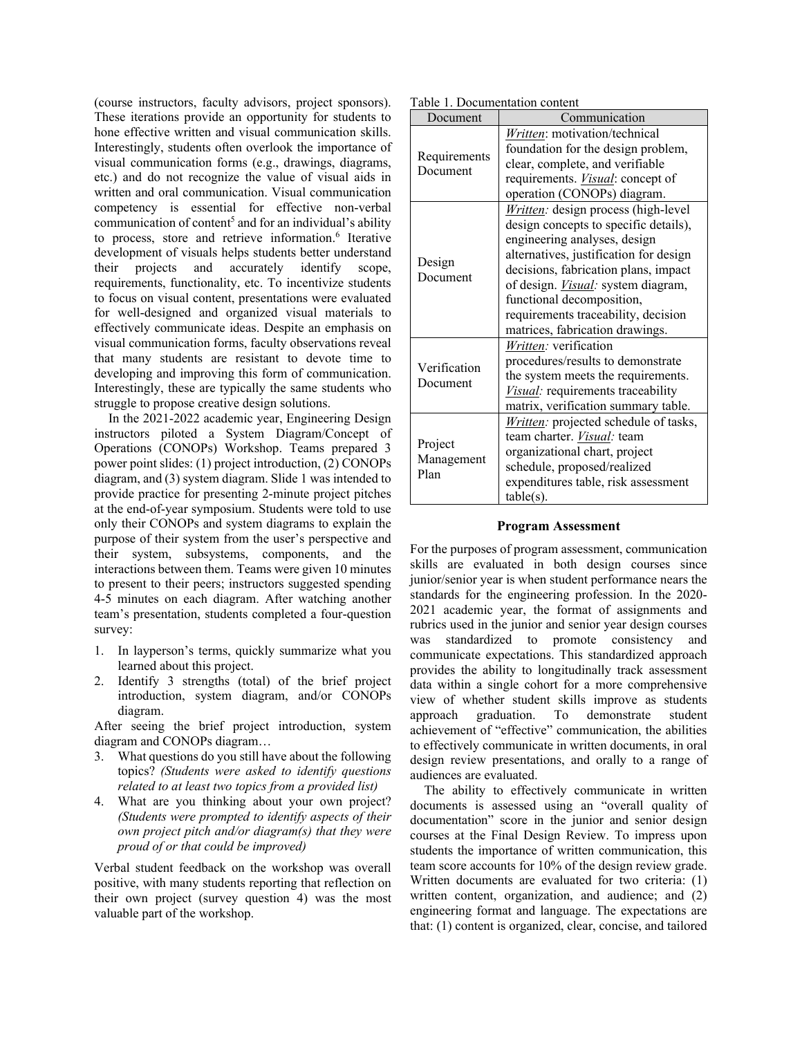(course instructors, faculty advisors, project sponsors). These iterations provide an opportunity for students to hone effective written and visual communication skills. Interestingly, students often overlook the importance of visual communication forms (e.g., drawings, diagrams, etc.) and do not recognize the value of visual aids in written and oral communication. Visual communication competency is essential for effective non-verbal communication of content[5] and for an individual's ability to process, store and retrieve information.[6] Iterative development of visuals helps students better understand their projects and accurately identify scope, requirements, functionality, etc. To incentivize students to focus on visual content, presentations were evaluated for well-designed and organized visual materials to effectively communicate ideas. Despite an emphasis on visual communication forms, faculty observations reveal that many students are resistant to devote time to developing and improving this form of communication. Interestingly, these are typically the same students who struggle to propose creative design solutions.

In the 2021-2022 academic year, Engineering Design instructors piloted a System Diagram/Concept of Operations (CONOPs) Workshop. Teams prepared 3 power point slides: (1) project introduction, (2) CONOPs diagram, and (3) system diagram. Slide 1 was intended to provide practice for presenting 2-minute project pitches at the end-of-year symposium. Students were told to use only their CONOPs and system diagrams to explain the purpose of their system from the user's perspective and their system, subsystems, components, and the interactions between them. Teams were given 10 minutes to present to their peers; instructors suggested spending 4-5 minutes on each diagram. After watching another team's presentation, students completed a four-question survey:

1. In layperson's terms, quickly summarize what you learned about this project.
2. Identify 3 strengths (total) of the brief project introduction, system diagram, and/or CONOPs diagram.

After seeing the brief project introduction, system diagram and CONOPs diagram…

3. What questions do you still have about the following topics? *(Students were asked to identify questions related to at least two topics from a provided list)*
4. What are you thinking about your own project? *(Students were prompted to identify aspects of their own project pitch and/or diagram(s) that they were proud of or that could be improved)*

Verbal student feedback on the workshop was overall positive, with many students reporting that reflection on their own project (survey question 4) was the most valuable part of the workshop.

Table 1. Documentation content

| Document | Communication |
| --- | --- |
| Requirements Document | ***Written***: motivation/technical foundation for the design problem, clear, complete, and verifiable requirements. ***Visual***: concept of operation (CONOPs) diagram. |
| Design Document | ***Written:*** design process (high-level design concepts to specific details), engineering analyses, design alternatives, justification for design decisions, fabrication plans, impact of design. ***Visual:*** system diagram, functional decomposition, requirements traceability, decision matrices, fabrication drawings. |
| Verification Document | ***Written:*** verification procedures/results to demonstrate the system meets the requirements. ***Visual:*** requirements traceability matrix, verification summary table. |
| Project Management Plan | ***Written:*** projected schedule of tasks, team charter. ***Visual:*** team organizational chart, project schedule, proposed/realized expenditures table, risk assessment table(s). |

## Program Assessment

For the purposes of program assessment, communication skills are evaluated in both design courses since junior/senior year is when student performance nears the standards for the engineering profession. In the 2020-2021 academic year, the format of assignments and rubrics used in the junior and senior year design courses was standardized to promote consistency and communicate expectations. This standardized approach provides the ability to longitudinally track assessment data within a single cohort for a more comprehensive view of whether student skills improve as students approach graduation. To demonstrate student achievement of "effective" communication, the abilities to effectively communicate in written documents, in oral design review presentations, and orally to a range of audiences are evaluated.

The ability to effectively communicate in written documents is assessed using an "overall quality of documentation" score in the junior and senior design courses at the Final Design Review. To impress upon students the importance of written communication, this team score accounts for 10% of the design review grade. Written documents are evaluated for two criteria: (1) written content, organization, and audience; and (2) engineering format and language. The expectations are that: (1) content is organized, clear, concise, and tailored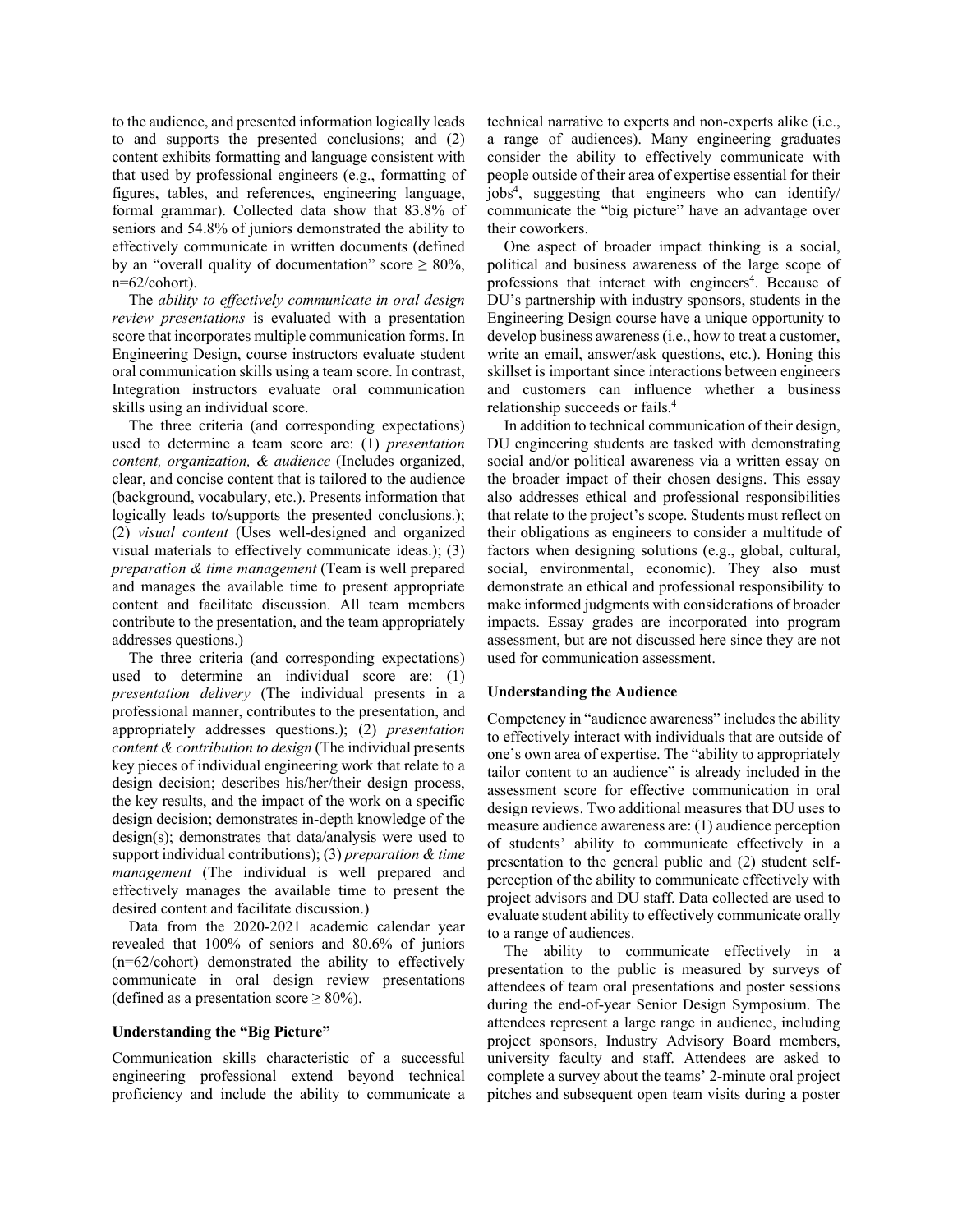to the audience, and presented information logically leads to and supports the presented conclusions; and (2) content exhibits formatting and language consistent with that used by professional engineers (e.g., formatting of figures, tables, and references, engineering language, formal grammar). Collected data show that 83.8% of seniors and 54.8% of juniors demonstrated the ability to effectively communicate in written documents (defined by an "overall quality of documentation" score ≥ 80%, n=62/cohort).

The *ability to effectively communicate in oral design review presentations* is evaluated with a presentation score that incorporates multiple communication forms. In Engineering Design, course instructors evaluate student oral communication skills using a team score. In contrast, Integration instructors evaluate oral communication skills using an individual score.

The three criteria (and corresponding expectations) used to determine a team score are: (1) *presentation content, organization, & audience* (Includes organized, clear, and concise content that is tailored to the audience (background, vocabulary, etc.). Presents information that logically leads to/supports the presented conclusions.); (2) *visual content* (Uses well-designed and organized visual materials to effectively communicate ideas.); (3) *preparation & time management* (Team is well prepared and manages the available time to present appropriate content and facilitate discussion. All team members contribute to the presentation, and the team appropriately addresses questions.)

The three criteria (and corresponding expectations) used to determine an individual score are: (1) *presentation delivery* (The individual presents in a professional manner, contributes to the presentation, and appropriately addresses questions.); (2) *presentation content & contribution to design* (The individual presents key pieces of individual engineering work that relate to a design decision; describes his/her/their design process, the key results, and the impact of the work on a specific design decision; demonstrates in-depth knowledge of the design(s); demonstrates that data/analysis were used to support individual contributions); (3) *preparation & time management* (The individual is well prepared and effectively manages the available time to present the desired content and facilitate discussion.)

Data from the 2020-2021 academic calendar year revealed that 100% of seniors and 80.6% of juniors (n=62/cohort) demonstrated the ability to effectively communicate in oral design review presentations (defined as a presentation score ≥ 80%).

### Understanding the "Big Picture"

Communication skills characteristic of a successful engineering professional extend beyond technical proficiency and include the ability to communicate a technical narrative to experts and non-experts alike (i.e., a range of audiences). Many engineering graduates consider the ability to effectively communicate with people outside of their area of expertise essential for their jobs[4], suggesting that engineers who can identify/ communicate the "big picture" have an advantage over their coworkers.

One aspect of broader impact thinking is a social, political and business awareness of the large scope of professions that interact with engineers[4]. Because of DU's partnership with industry sponsors, students in the Engineering Design course have a unique opportunity to develop business awareness (i.e., how to treat a customer, write an email, answer/ask questions, etc.). Honing this skillset is important since interactions between engineers and customers can influence whether a business relationship succeeds or fails.[4]

In addition to technical communication of their design, DU engineering students are tasked with demonstrating social and/or political awareness via a written essay on the broader impact of their chosen designs. This essay also addresses ethical and professional responsibilities that relate to the project's scope. Students must reflect on their obligations as engineers to consider a multitude of factors when designing solutions (e.g., global, cultural, social, environmental, economic). They also must demonstrate an ethical and professional responsibility to make informed judgments with considerations of broader impacts. Essay grades are incorporated into program assessment, but are not discussed here since they are not used for communication assessment.

### Understanding the Audience

Competency in "audience awareness" includes the ability to effectively interact with individuals that are outside of one's own area of expertise. The "ability to appropriately tailor content to an audience" is already included in the assessment score for effective communication in oral design reviews. Two additional measures that DU uses to measure audience awareness are: (1) audience perception of students' ability to communicate effectively in a presentation to the general public and (2) student self-perception of the ability to communicate effectively with project advisors and DU staff. Data collected are used to evaluate student ability to effectively communicate orally to a range of audiences.

The ability to communicate effectively in a presentation to the public is measured by surveys of attendees of team oral presentations and poster sessions during the end-of-year Senior Design Symposium. The attendees represent a large range in audience, including project sponsors, Industry Advisory Board members, university faculty and staff. Attendees are asked to complete a survey about the teams' 2-minute oral project pitches and subsequent open team visits during a poster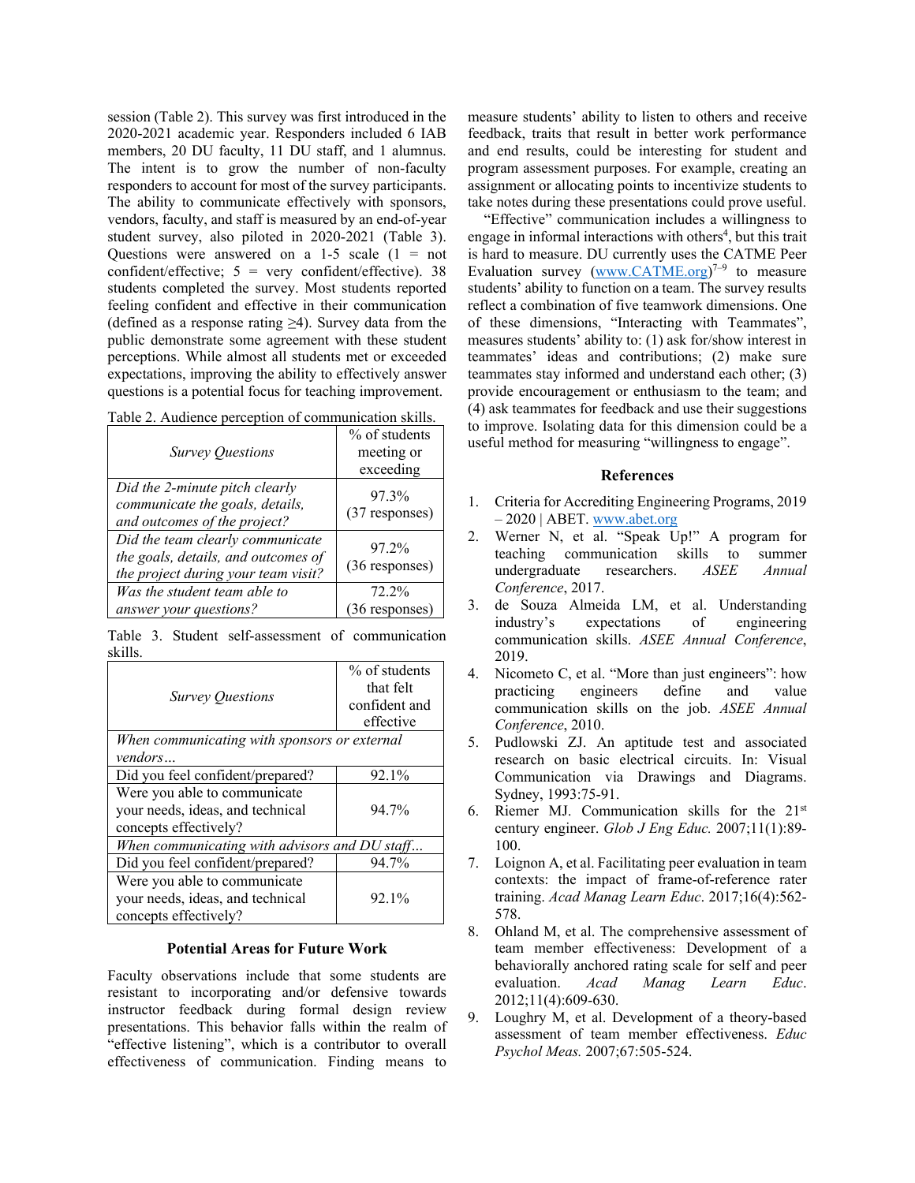session (Table 2). This survey was first introduced in the 2020-2021 academic year. Responders included 6 IAB members, 20 DU faculty, 11 DU staff, and 1 alumnus. The intent is to grow the number of non-faculty responders to account for most of the survey participants. The ability to communicate effectively with sponsors, vendors, faculty, and staff is measured by an end-of-year student survey, also piloted in 2020-2021 (Table 3). Questions were answered on a 1-5 scale (1 = not confident/effective; 5 = very confident/effective). 38 students completed the survey. Most students reported feeling confident and effective in their communication (defined as a response rating ≥4). Survey data from the public demonstrate some agreement with these student perceptions. While almost all students met or exceeded expectations, improving the ability to effectively answer questions is a potential focus for teaching improvement.

Table 2. Audience perception of communication skills.

| *Survey Questions* | % of students meeting or exceeding |
|---|---|
| *Did the 2-minute pitch clearly communicate the goals, details, and outcomes of the project?* | 97.3% (37 responses) |
| *Did the team clearly communicate the goals, details, and outcomes of the project during your team visit?* | 97.2% (36 responses) |
| *Was the student team able to answer your questions?* | 72.2% (36 responses) |

Table 3. Student self-assessment of communication skills.

| *Survey Questions* | % of students that felt confident and effective |
|---|---|
| *When communicating with sponsors or external vendors…* | |
| Did you feel confident/prepared? | 92.1% |
| Were you able to communicate your needs, ideas, and technical concepts effectively? | 94.7% |
| *When communicating with advisors and DU staff…* | |
| Did you feel confident/prepared? | 94.7% |
| Were you able to communicate your needs, ideas, and technical concepts effectively? | 92.1% |

## Potential Areas for Future Work

Faculty observations include that some students are resistant to incorporating and/or defensive towards instructor feedback during formal design review presentations. This behavior falls within the realm of "effective listening", which is a contributor to overall effectiveness of communication. Finding means to measure students' ability to listen to others and receive feedback, traits that result in better work performance and end results, could be interesting for student and program assessment purposes. For example, creating an assignment or allocating points to incentivize students to take notes during these presentations could prove useful.

"Effective" communication includes a willingness to engage in informal interactions with others[4], but this trait is hard to measure. DU currently uses the CATME Peer Evaluation survey (www.CATME.org)[7–9] to measure students' ability to function on a team. The survey results reflect a combination of five teamwork dimensions. One of these dimensions, "Interacting with Teammates", measures students' ability to: (1) ask for/show interest in teammates' ideas and contributions; (2) make sure teammates stay informed and understand each other; (3) provide encouragement or enthusiasm to the team; and (4) ask teammates for feedback and use their suggestions to improve. Isolating data for this dimension could be a useful method for measuring "willingness to engage".

## References

1. Criteria for Accrediting Engineering Programs, 2019 – 2020 | ABET. www.abet.org
2. Werner N, et al. "Speak Up!" A program for teaching communication skills to summer undergraduate researchers. *ASEE Annual Conference*, 2017.
3. de Souza Almeida LM, et al. Understanding industry's expectations of engineering communication skills. *ASEE Annual Conference*, 2019.
4. Nicometo C, et al. "More than just engineers": how practicing engineers define and value communication skills on the job. *ASEE Annual Conference*, 2010.
5. Pudlowski ZJ. An aptitude test and associated research on basic electrical circuits. In: Visual Communication via Drawings and Diagrams. Sydney, 1993:75-91.
6. Riemer MJ. Communication skills for the 21st century engineer. *Glob J Eng Educ.* 2007;11(1):89-100.
7. Loignon A, et al. Facilitating peer evaluation in team contexts: the impact of frame-of-reference rater training. *Acad Manag Learn Educ*. 2017;16(4):562-578.
8. Ohland M, et al. The comprehensive assessment of team member effectiveness: Development of a behaviorally anchored rating scale for self and peer evaluation. *Acad Manag Learn Educ*. 2012;11(4):609-630.
9. Loughry M, et al. Development of a theory-based assessment of team member effectiveness. *Educ Psychol Meas.* 2007;67:505-524.